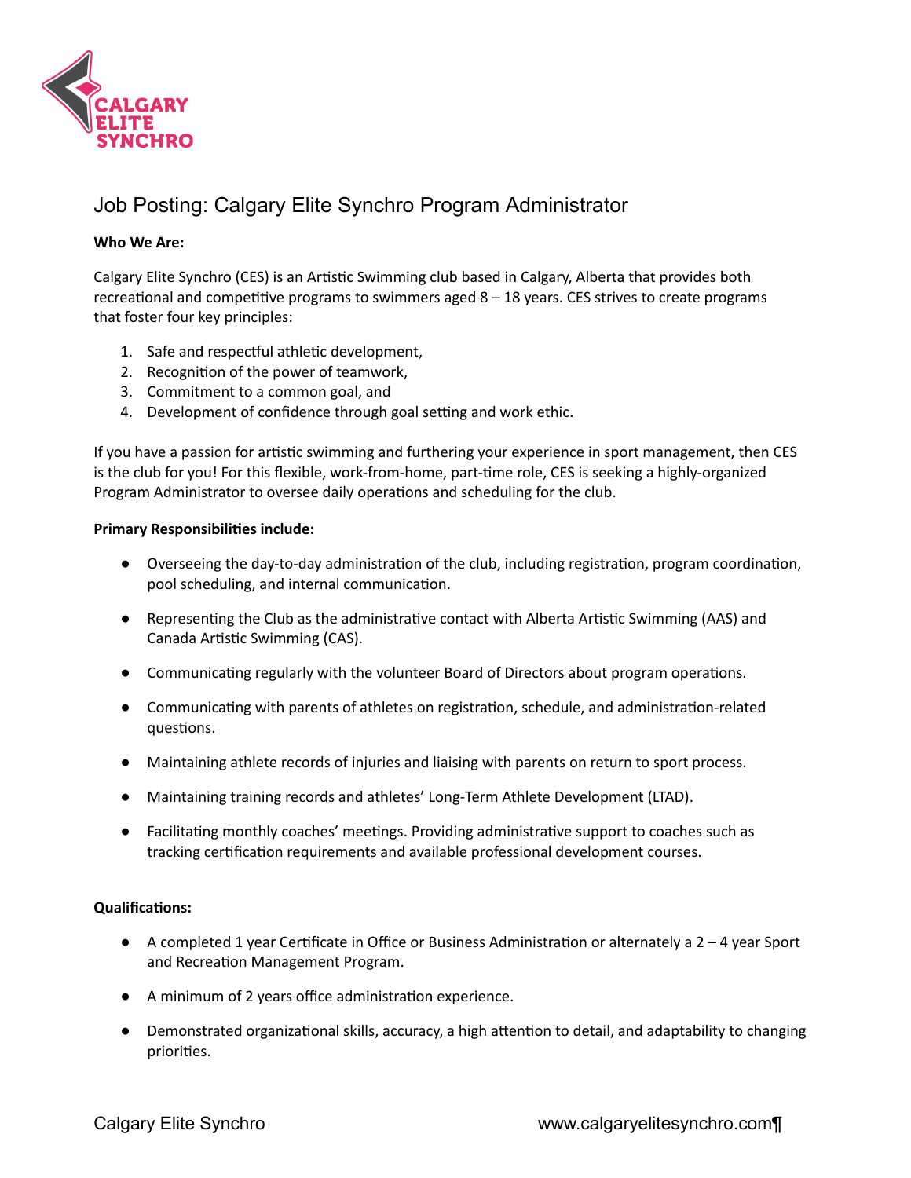# Job Posting: Calgary Elite Synchro Program Administrator

**Who We Are:**

Calgary Elite Synchro (CES) is an Artistic Swimming club based in Calgary, Alberta that provides both recreational and competitive programs to swimmers aged 8 – 18 years. CES strives to create programs that foster four key principles:

1. Safe and respectful athletic development,
2. Recognition of the power of teamwork,
3. Commitment to a common goal, and
4. Development of confidence through goal setting and work ethic.

If you have a passion for artistic swimming and furthering your experience in sport management, then CES is the club for you! For this flexible, work-from-home, part-time role, CES is seeking a highly-organized Program Administrator to oversee daily operations and scheduling for the club.

**Primary Responsibilities include:**

- Overseeing the day-to-day administration of the club, including registration, program coordination, pool scheduling, and internal communication.
- Representing the Club as the administrative contact with Alberta Artistic Swimming (AAS) and Canada Artistic Swimming (CAS).
- Communicating regularly with the volunteer Board of Directors about program operations.
- Communicating with parents of athletes on registration, schedule, and administration-related questions.
- Maintaining athlete records of injuries and liaising with parents on return to sport process.
- Maintaining training records and athletes' Long-Term Athlete Development (LTAD).
- Facilitating monthly coaches' meetings. Providing administrative support to coaches such as tracking certification requirements and available professional development courses.

**Qualifications:**

- A completed 1 year Certificate in Office or Business Administration or alternately a 2 – 4 year Sport and Recreation Management Program.
- A minimum of 2 years office administration experience.
- Demonstrated organizational skills, accuracy, a high attention to detail, and adaptability to changing priorities.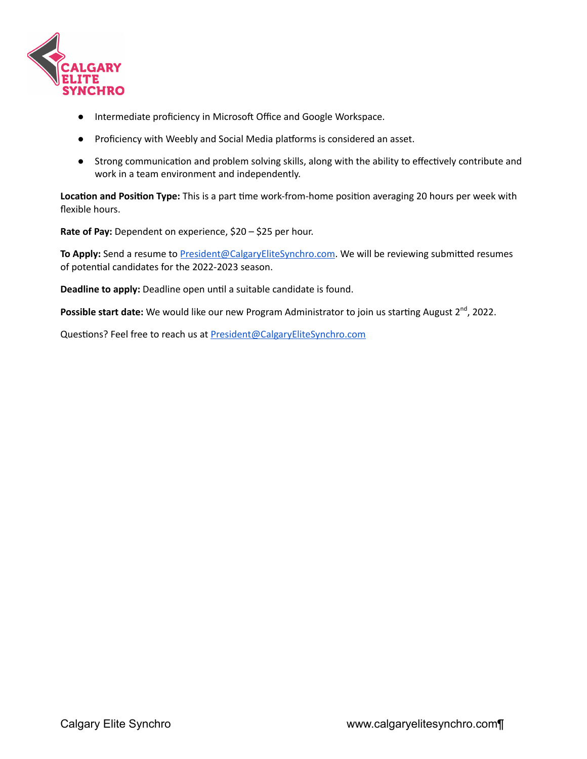- Intermediate proficiency in Microsoft Office and Google Workspace.
- Proficiency with Weebly and Social Media platforms is considered an asset.
- Strong communication and problem solving skills, along with the ability to effectively contribute and work in a team environment and independently.

**Location and Position Type:** This is a part time work-from-home position averaging 20 hours per week with flexible hours.

**Rate of Pay:** Dependent on experience, $20 – $25 per hour.

**To Apply:** Send a resume to President@CalgaryEliteSynchro.com. We will be reviewing submitted resumes of potential candidates for the 2022-2023 season.

**Deadline to apply:** Deadline open until a suitable candidate is found.

**Possible start date:** We would like our new Program Administrator to join us starting August 2nd, 2022.

Questions? Feel free to reach us at President@CalgaryEliteSynchro.com